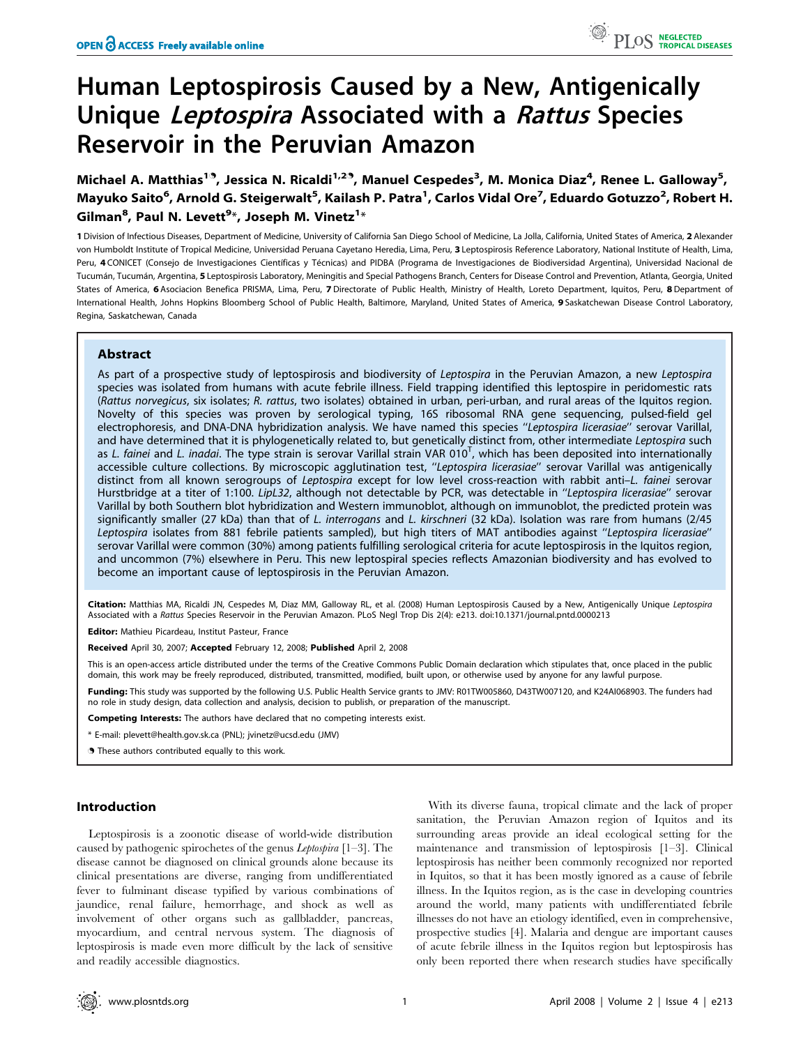# Human Leptospirosis Caused by a New, Antigenically Unique *Leptospira* Associated with a *Rattus* Species Reservoir in the Peruvian Amazon

**Michael A. Matthias[1], Jessica N. Ricaldi[1,2], Manuel Cespedes[3], M. Monica Diaz[4], Renee L. Galloway[5], Mayuko Saito[6], Arnold G. Steigerwalt[5], Kailash P. Patra[1], Carlos Vidal Ore[7], Eduardo Gotuzzo[2], Robert H. Gilman[8], Paul N. Levett[9]*, Joseph M. Vinetz[1]***

1 Division of Infectious Diseases, Department of Medicine, University of California San Diego School of Medicine, La Jolla, California, United States of America, 2 Alexander von Humboldt Institute of Tropical Medicine, Universidad Peruana Cayetano Heredia, Lima, Peru, 3 Leptospirosis Reference Laboratory, National Institute of Health, Lima, Peru, 4 CONICET (Consejo de Investigaciones Científicas y Técnicas) and PIDBA (Programa de Investigaciones de Biodiversidad Argentina), Universidad Nacional de Tucumán, Tucumán, Argentina, 5 Leptospirosis Laboratory, Meningitis and Special Pathogens Branch, Centers for Disease Control and Prevention, Atlanta, Georgia, United States of America, 6 Asociacion Benefica PRISMA, Lima, Peru, 7 Directorate of Public Health, Ministry of Health, Loreto Department, Iquitos, Peru, 8 Department of International Health, Johns Hopkins Bloomberg School of Public Health, Baltimore, Maryland, United States of America, 9 Saskatchewan Disease Control Laboratory, Regina, Saskatchewan, Canada

## Abstract

As part of a prospective study of leptospirosis and biodiversity of *Leptospira* in the Peruvian Amazon, a new *Leptospira* species was isolated from humans with acute febrile illness. Field trapping identified this leptospire in peridomestic rats (*Rattus norvegicus*, six isolates; *R. rattus*, two isolates) obtained in urban, peri-urban, and rural areas of the Iquitos region. Novelty of this species was proven by serological typing, 16S ribosomal RNA gene sequencing, pulsed-field gel electrophoresis, and DNA-DNA hybridization analysis. We have named this species "*Leptospira licerasiae*" serovar Varillal, and have determined that it is phylogenetically related to, but genetically distinct from, other intermediate *Leptospira* such as *L. fainei* and *L. inadai*. The type strain is serovar Varillal strain VAR 010$^T$, which has been deposited into internationally accessible culture collections. By microscopic agglutination test, "*Leptospira licerasiae*" serovar Varillal was antigenically distinct from all known serogroups of *Leptospira* except for low level cross-reaction with rabbit anti–*L. fainei* serovar Hurstbridge at a titer of 1:100. *LipL32*, although not detectable by PCR, was detectable in "*Leptospira licerasiae*" serovar Varillal by both Southern blot hybridization and Western immunoblot, although on immunoblot, the predicted protein was significantly smaller (27 kDa) than that of *L. interrogans* and *L. kirschneri* (32 kDa). Isolation was rare from humans (2/45 *Leptospira* isolates from 881 febrile patients sampled), but high titers of MAT antibodies against "*Leptospira licerasiae*" serovar Varillal were common (30%) among patients fulfilling serological criteria for acute leptospirosis in the Iquitos region, and uncommon (7%) elsewhere in Peru. This new leptospiral species reflects Amazonian biodiversity and has evolved to become an important cause of leptospirosis in the Peruvian Amazon.

**Citation:** Matthias MA, Ricaldi JN, Cespedes M, Diaz MM, Galloway RL, et al. (2008) Human Leptospirosis Caused by a New, Antigenically Unique *Leptospira* Associated with a *Rattus* Species Reservoir in the Peruvian Amazon. PLoS Negl Trop Dis 2(4): e213. doi:10.1371/journal.pntd.0000213

**Editor:** Mathieu Picardeau, Institut Pasteur, France

**Received** April 30, 2007; **Accepted** February 12, 2008; **Published** April 2, 2008

This is an open-access article distributed under the terms of the Creative Commons Public Domain declaration which stipulates that, once placed in the public domain, this work may be freely reproduced, distributed, transmitted, modified, built upon, or otherwise used by anyone for any lawful purpose.

**Funding:** This study was supported by the following U.S. Public Health Service grants to JMV: R01TW005860, D43TW007120, and K24AI068903. The funders had no role in study design, data collection and analysis, decision to publish, or preparation of the manuscript.

**Competing Interests:** The authors have declared that no competing interests exist.

\* E-mail: plevett@health.gov.sk.ca (PNL); jvinetz@ucsd.edu (JMV)

These authors contributed equally to this work.

## Introduction

Leptospirosis is a zoonotic disease of world-wide distribution caused by pathogenic spirochetes of the genus *Leptospira* [1–3]. The disease cannot be diagnosed on clinical grounds alone because its clinical presentations are diverse, ranging from undifferentiated fever to fulminant disease typified by various combinations of jaundice, renal failure, hemorrhage, and shock as well as involvement of other organs such as gallbladder, pancreas, myocardium, and central nervous system. The diagnosis of leptospirosis is made even more difficult by the lack of sensitive and readily accessible diagnostics.

With its diverse fauna, tropical climate and the lack of proper sanitation, the Peruvian Amazon region of Iquitos and its surrounding areas provide an ideal ecological setting for the maintenance and transmission of leptospirosis [1–3]. Clinical leptospirosis has neither been commonly recognized nor reported in Iquitos, so that it has been mostly ignored as a cause of febrile illness. In the Iquitos region, as is the case in developing countries around the world, many patients with undifferentiated febrile illnesses do not have an etiology identified, even in comprehensive, prospective studies [4]. Malaria and dengue are important causes of acute febrile illness in the Iquitos region but leptospirosis has only been reported there when research studies have specifically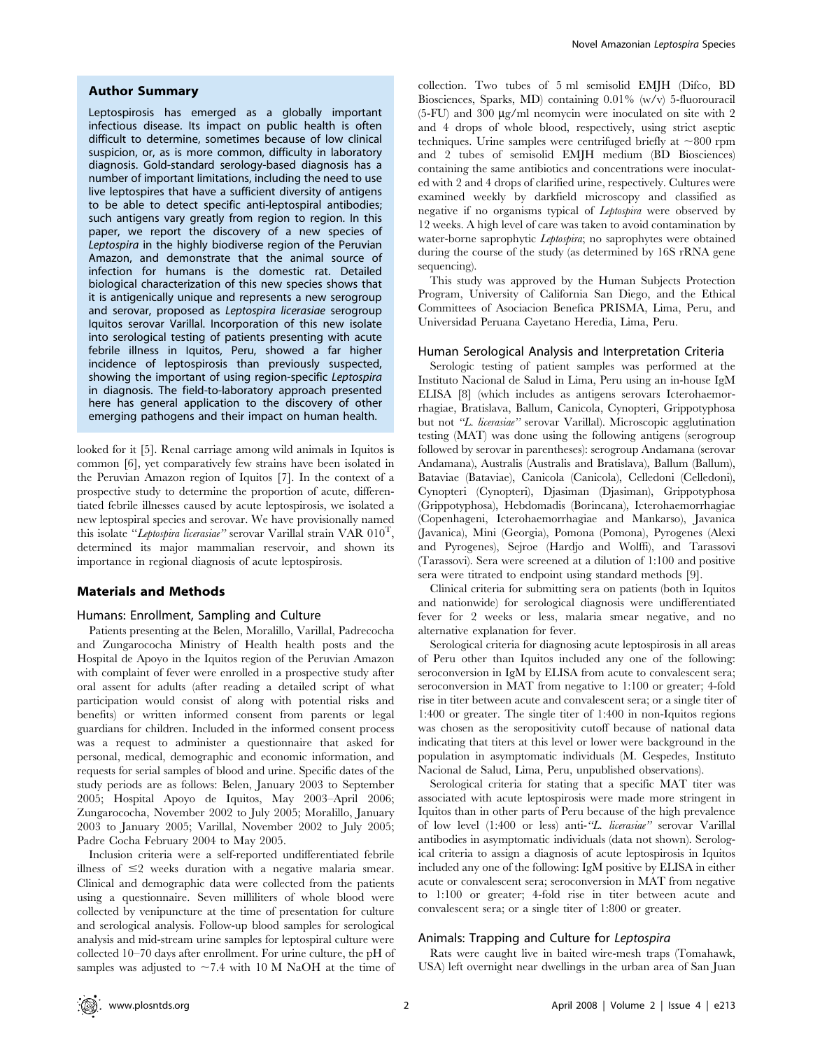## Author Summary

Leptospirosis has emerged as a globally important infectious disease. Its impact on public health is often difficult to determine, sometimes because of low clinical suspicion, or, as is more common, difficulty in laboratory diagnosis. Gold-standard serology-based diagnosis has a number of important limitations, including the need to use live leptospires that have a sufficient diversity of antigens to be able to detect specific anti-leptospiral antibodies; such antigens vary greatly from region to region. In this paper, we report the discovery of a new species of *Leptospira* in the highly biodiverse region of the Peruvian Amazon, and demonstrate that the animal source of infection for humans is the domestic rat. Detailed biological characterization of this new species shows that it is antigenically unique and represents a new serogroup and serovar, proposed as *Leptospira licerasiae* serogroup Iquitos serovar Varillal. Incorporation of this new isolate into serological testing of patients presenting with acute febrile illness in Iquitos, Peru, showed a far higher incidence of leptospirosis than previously suspected, showing the important of using region-specific *Leptospira* in diagnosis. The field-to-laboratory approach presented here has general application to the discovery of other emerging pathogens and their impact on human health.

looked for it [5]. Renal carriage among wild animals in Iquitos is common [6], yet comparatively few strains have been isolated in the Peruvian Amazon region of Iquitos [7]. In the context of a prospective study to determine the proportion of acute, differentiated febrile illnesses caused by acute leptospirosis, we isolated a new leptospiral species and serovar. We have provisionally named this isolate "*Leptospira licerasiae*" serovar Varillal strain VAR $010^T$, determined its major mammalian reservoir, and shown its importance in regional diagnosis of acute leptospirosis.

## Materials and Methods

### Humans: Enrollment, Sampling and Culture

Patients presenting at the Belen, Moralillo, Varillal, Padrecocha and Zungarocochа Ministry of Health health posts and the Hospital de Apoyo in the Iquitos region of the Peruvian Amazon with complaint of fever were enrolled in a prospective study after oral assent for adults (after reading a detailed script of what participation would consist of along with potential risks and benefits) or written informed consent from parents or legal guardians for children. Included in the informed consent process was a request to administer a questionnaire that asked for personal, medical, demographic and economic information, and requests for serial samples of blood and urine. Specific dates of the study periods are as follows: Belen, January 2003 to September 2005; Hospital Apoyo de Iquitos, May 2003–April 2006; Zungarococha, November 2002 to July 2005; Moralillo, January 2003 to January 2005; Varillal, November 2002 to July 2005; Padre Cocha February 2004 to May 2005.

Inclusion criteria were a self-reported undifferentiated febrile illness of $\leq$2 weeks duration with a negative malaria smear. Clinical and demographic data were collected from the patients using a questionnaire. Seven milliliters of whole blood were collected by venipuncture at the time of presentation for culture and serological analysis. Follow-up blood samples for serological analysis and mid-stream urine samples for leptospiral culture were collected 10–70 days after enrollment. For urine culture, the pH of samples was adjusted to ~7.4 with 10 M NaOH at the time of collection. Two tubes of 5 ml semisolid EMJH (Difco, BD Biosciences, Sparks, MD) containing 0.01% (w/v) 5-fluorouracil (5-FU) and 300 μg/ml neomycin were inoculated on site with 2 and 4 drops of whole blood, respectively, using strict aseptic techniques. Urine samples were centrifuged briefly at ~800 rpm and 2 tubes of semisolid EMJH medium (BD Biosciences) containing the same antibiotics and concentrations were inoculated with 2 and 4 drops of clarified urine, respectively. Cultures were examined weekly by darkfield microscopy and classified as negative if no organisms typical of *Leptospira* were observed by 12 weeks. A high level of care was taken to avoid contamination by water-borne saprophytic *Leptospira*; no saprophytes were obtained during the course of the study (as determined by 16S rRNA gene sequencing).

This study was approved by the Human Subjects Protection Program, University of California San Diego, and the Ethical Committees of Asociacion Benefica PRISMA, Lima, Peru, and Universidad Peruana Cayetano Heredia, Lima, Peru.

### Human Serological Analysis and Interpretation Criteria

Serologic testing of patient samples was performed at the Instituto Nacional de Salud in Lima, Peru using an in-house IgM ELISA [8] (which includes as antigens serovars Icterohaemorrhagiae, Bratislava, Ballum, Canicola, Cynopteri, Grippotyphosa but not "*L. licerasiae*" serovar Varillal). Microscopic agglutination testing (MAT) was done using the following antigens (serogroup followed by serovar in parentheses): serogroup Andamana (serovar Andamana), Australis (Australis and Bratislava), Ballum (Ballum), Bataviae (Bataviae), Canicola (Canicola), Celledoni (Celledoni), Cynopteri (Cynopteri), Djasiman (Djasiman), Grippotyphosa (Grippotyphosa), Hebdomadis (Borincana), Icterohaemorrhagiae (Copenhageni, Icterohaemorrhagiae and Mankarso), Javanica (Javanica), Mini (Georgia), Pomona (Pomona), Pyrogenes (Alexi and Pyrogenes), Sejroe (Hardjo and Wolffi), and Tarassovi (Tarassovi). Sera were screened at a dilution of 1:100 and positive sera were titrated to endpoint using standard methods [9].

Clinical criteria for submitting sera on patients (both in Iquitos and nationwide) for serological diagnosis were undifferentiated fever for 2 weeks or less, malaria smear negative, and no alternative explanation for fever.

Serological criteria for diagnosing acute leptospirosis in all areas of Peru other than Iquitos included any one of the following: seroconversion in IgM by ELISA from acute to convalescent sera; seroconversion in MAT from negative to 1:100 or greater; 4-fold rise in titer between acute and convalescent sera; or a single titer of 1:400 or greater. The single titer of 1:400 in non-Iquitos regions was chosen as the seropositivity cutoff because of national data indicating that titers at this level or lower were background in the population in asymptomatic individuals (M. Cespedes, Instituto Nacional de Salud, Lima, Peru, unpublished observations).

Serological criteria for stating that a specific MAT titer was associated with acute leptospirosis were made more stringent in Iquitos than in other parts of Peru because of the high prevalence of low level (1:400 or less) anti-"*L. licerasiae*" serovar Varillal antibodies in asymptomatic individuals (data not shown). Serological criteria to assign a diagnosis of acute leptospirosis in Iquitos included any one of the following: IgM positive by ELISA in either acute or convalescent sera; seroconversion in MAT from negative to 1:100 or greater; 4-fold rise in titer between acute and convalescent sera; or a single titer of 1:800 or greater.

### Animals: Trapping and Culture for *Leptospira*

Rats were caught live in baited wire-mesh traps (Tomahawk, USA) left overnight near dwellings in the urban area of San Juan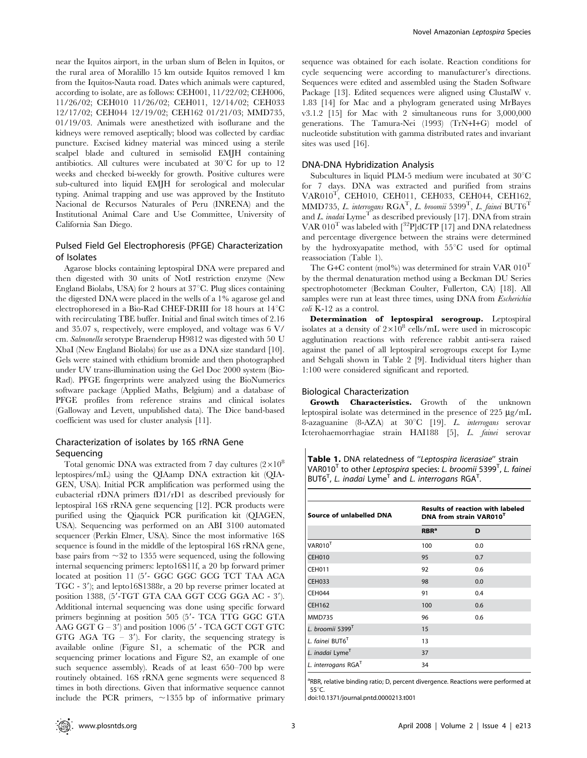near the Iquitos airport, in the urban slum of Belen in Iquitos, or the rural area of Moralillo 15 km outside Iquitos removed 1 km from the Iquitos-Nauta road. Dates which animals were captured, according to isolate, are as follows: CEH001, 11/22/02; CEH006, 11/26/02; CEH010 11/26/02; CEH011, 12/14/02; CEH033 12/17/02; CEH044 12/19/02; CEH162 01/21/03; MMD735, 01/19/03. Animals were anesthetized with isoflurane and the kidneys were removed aseptically; blood was collected by cardiac puncture. Excised kidney material was minced using a sterile scalpel blade and cultured in semisolid EMJH containing antibiotics. All cultures were incubated at 30°C for up to 12 weeks and checked bi-weekly for growth. Positive cultures were sub-cultured into liquid EMJH for serological and molecular typing. Animal trapping and use was approved by the Instituto Nacional de Recursos Naturales de Peru (INRENA) and the Institutional Animal Care and Use Committee, University of California San Diego.

## Pulsed Field Gel Electrophoresis (PFGE) Characterization of Isolates

Agarose blocks containing leptospiral DNA were prepared and then digested with 30 units of NotI restriction enzyme (New England Biolabs, USA) for 2 hours at 37°C. Plug slices containing the digested DNA were placed in the wells of a 1% agarose gel and electrophoresed in a Bio-Rad CHEF-DRIII for 18 hours at 14°C with recirculating TBE buffer. Initial and final switch times of 2.16 and 35.07 s, respectively, were employed, and voltage was 6 V/cm. *Salmonella* serotype Braenderup H9812 was digested with 50 U XbaI (New England Biolabs) for use as a DNA size standard [10]. Gels were stained with ethidium bromide and then photographed under UV trans-illumination using the Gel Doc 2000 system (Bio-Rad). PFGE fingerprints were analyzed using the BioNumerics software package (Applied Maths, Belgium) and a database of PFGE profiles from reference strains and clinical isolates (Galloway and Levett, unpublished data). The Dice band-based coefficient was used for cluster analysis [11].

## Characterization of isolates by 16S rRNA Gene Sequencing

Total genomic DNA was extracted from 7 day cultures ($2\times10^8$ leptospires/mL) using the QIAmp DNA extraction kit (QIAGEN, USA). Initial PCR amplification was performed using the eubacterial rDNA primers fD1/rD1 as described previously for leptospiral 16S rRNA gene sequencing [12]. PCR products were purified using the Qiaquick PCR purification kit (QIAGEN, USA). Sequencing was performed on an ABI 3100 automated sequencer (Perkin Elmer, USA). Since the most informative 16S sequence is found in the middle of the leptospiral 16S rRNA gene, base pairs from ~32 to 1355 were sequenced, using the following internal sequencing primers: lepto16S11f, a 20 bp forward primer located at position 11 (5′- GGC GGC GCG TCT TAA ACA TGC - 3′); and lepto16S1388r, a 20 bp reverse primer located at position 1388, (5′-TGT GTA CAA GGT CCG GGA AC - 3′). Additional internal sequencing was done using specific forward primers beginning at position 505 (5′- TCA TTG GGC GTA AAG GGT G – 3′) and position 1006 (5′ - TCA GCT CGT GTC GTG AGA TG – 3′). For clarity, the sequencing strategy is available online (Figure S1, a schematic of the PCR and sequencing primer locations and Figure S2, an example of one such sequence assembly). Reads of at least 650–700 bp were routinely obtained. 16S rRNA gene segments were sequenced 8 times in both directions. Given that informative sequence cannot include the PCR primers, ~1355 bp of informative primary sequence was obtained for each isolate. Reaction conditions for cycle sequencing were according to manufacturer's directions. Sequences were edited and assembled using the Staden Software Package [13]. Edited sequences were aligned using ClustalW v. 1.83 [14] for Mac and a phylogram generated using MrBayes v3.1.2 [15] for Mac with 2 simultaneous runs for 3,000,000 generations. The Tamura-Nei (1993) (TrN+I+G) model of nucleotide substitution with gamma distributed rates and invariant sites was used [16].

## DNA-DNA Hybridization Analysis

Subcultures in liquid PLM-5 medium were incubated at 30°C for 7 days. DNA was extracted and purified from strains VAR010[T], CEH010, CEH011, CEH033, CEH044, CEH162, MMD735, *L. interrogans* RGA[T], *L. broomii* 5399[T], *L. fainei* BUT6[T] and *L. inadai* Lyme[T] as described previously [17]. DNA from strain VAR 010[T] was labeled with [$^{32}$P]dCTP [17] and DNA relatedness and percentage divergence between the strains were determined by the hydroxyapatite method, with 55°C used for optimal reassociation (Table 1).

The G+C content (mol%) was determined for strain VAR 010[T] by the thermal denaturation method using a Beckman DU Series spectrophotometer (Beckman Coulter, Fullerton, CA) [18]. All samples were run at least three times, using DNA from *Escherichia coli* K-12 as a control.

**Determination of leptospiral serogroup.** Leptospiral isolates at a density of $2\times10^8$ cells/mL were used in microscopic agglutination reactions with reference rabbit anti-sera raised against the panel of all leptospiral serogroups except for Lyme and Sehgali shown in Table 2 [9]. Individual titers higher than 1:100 were considered significant and reported.

## Biological Characterization

**Growth Characteristics.** Growth of the unknown leptospiral isolate was determined in the presence of 225 μg/mL 8-azaguanine (8-AZA) at 30°C [19]. *L. interrogans* serovar Icterohaemorrhagiae strain HAI188 [5], *L. fainei* serovar

**Table 1.** DNA relatedness of "*Leptospira licerasiae*" strain VAR010[T] to other *Leptospira* species: *L. broomii* 5399[T], *L. fainei* BUT6[T], *L. inadai* Lyme[T] and *L. interrogans* RGA[T].

| Source of unlabelled DNA | Results of reaction with labeled DNA from strain VAR010[T] | |
|---|---|---|
| | **RBR[a]** | **D** |
| VAR010[T] | 100 | 0.0 |
| CEH010 | 95 | 0.7 |
| CEH011 | 92 | 0.6 |
| CEH033 | 98 | 0.0 |
| CEH044 | 91 | 0.4 |
| CEH162 | 100 | 0.6 |
| MMD735 | 96 | 0.6 |
| *L. broomii* 5399[T] | 15 | |
| *L. fainei* BUT6[T] | 13 | |
| *L. inadai* Lyme[T] | 37 | |
| *L. interrogans* RGA[T] | 34 | |

[a]RBR, relative binding ratio; D, percent divergence. Reactions were performed at 55°C.

doi:10.1371/journal.pntd.0000213.t001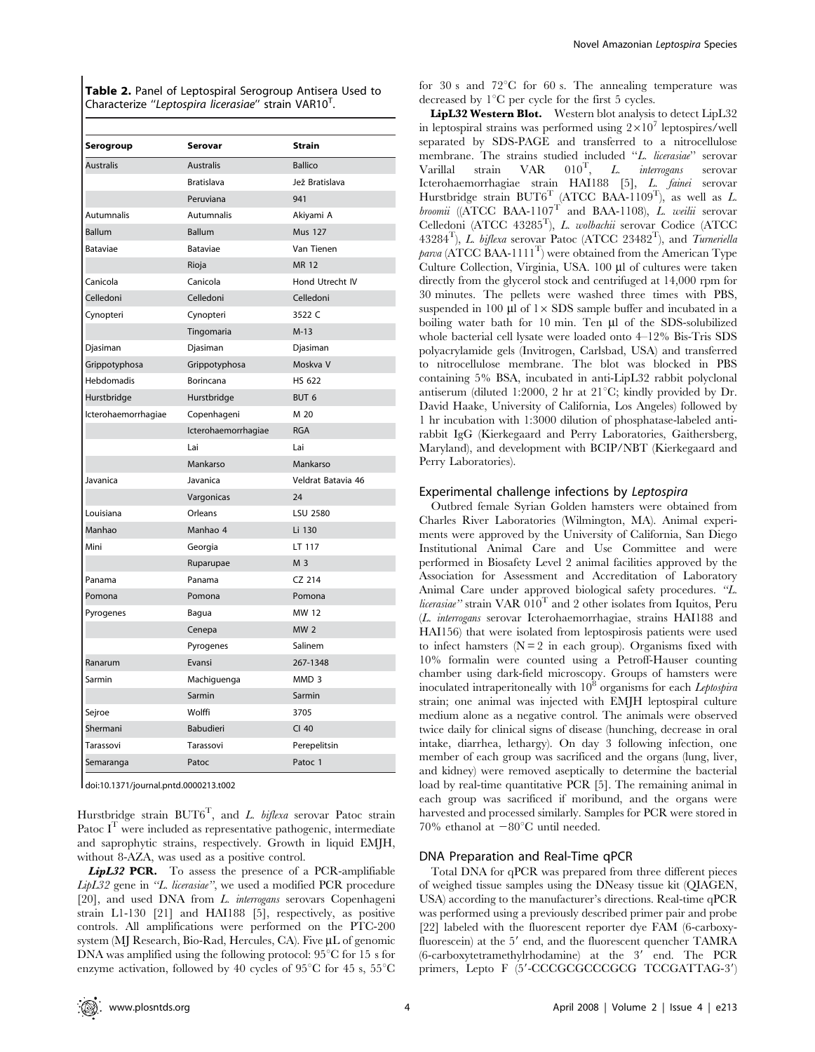**Table 2.** Panel of Leptospiral Serogroup Antisera Used to Characterize "*Leptospira licerasiae*" strain VAR10$^T$.

| Serogroup | Serovar | Strain |
|---|---|---|
| Australis | Australis | Ballico |
| | Bratislava | Jež Bratislava |
| | Peruviana | 941 |
| Autumnalis | Autumnalis | Akiyami A |
| Ballum | Ballum | Mus 127 |
| Bataviae | Bataviae | Van Tienen |
| | Rioja | MR 12 |
| Canicola | Canicola | Hond Utrecht IV |
| Celledoni | Celledoni | Celledoni |
| Cynopteri | Cynopteri | 3522 C |
| | Tingomaria | M-13 |
| Djasiman | Djasiman | Djasiman |
| Grippotyphosa | Grippotyphosa | Moskva V |
| Hebdomadis | Borincana | HS 622 |
| Hurstbridge | Hurstbridge | BUT 6 |
| Icterohaemorrhagiae | Copenhageni | M 20 |
| | Icterohaemorrhagiae | RGA |
| | Lai | Lai |
| | Mankarso | Mankarso |
| Javanica | Javanica | Veldrat Batavia 46 |
| | Vargonicas | 24 |
| Louisiana | Orleans | LSU 2580 |
| Manhao | Manhao 4 | Li 130 |
| Mini | Georgia | LT 117 |
| | Ruparupae | M 3 |
| Panama | Panama | CZ 214 |
| Pomona | Pomona | Pomona |
| Pyrogenes | Bagua | MW 12 |
| | Cenepa | MW 2 |
| | Pyrogenes | Salinem |
| Ranarum | Evansi | 267-1348 |
| Sarmin | Machiguenga | MMD 3 |
| | Sarmin | Sarmin |
| Sejroe | Wolffi | 3705 |
| Shermani | Babudieri | CI 40 |
| Tarassovi | Tarassovi | Perepelitsin |
| Semaranga | Patoc | Patoc 1 |

doi:10.1371/journal.pntd.0000213.t002

Hurstbridge strain BUT6$^T$, and *L. biflexa* serovar Patoc strain Patoc I$^T$ were included as representative pathogenic, intermediate and saprophytic strains, respectively. Growth in liquid EMJH, without 8-AZA, was used as a positive control.

***LipL32* PCR.** To assess the presence of a PCR-amplifiable *LipL32* gene in "*L. licerasiae*", we used a modified PCR procedure [20], and used DNA from *L. interrogans* serovars Copenhageni strain L1-130 [21] and HAI188 [5], respectively, as positive controls. All amplifications were performed on the PTC-200 system (MJ Research, Bio-Rad, Hercules, CA). Five µL of genomic DNA was amplified using the following protocol: 95°C for 15 s for enzyme activation, followed by 40 cycles of 95°C for 45 s, 55°C for 30 s and 72°C for 60 s. The annealing temperature was decreased by 1°C per cycle for the first 5 cycles.

**LipL32 Western Blot.** Western blot analysis to detect LipL32 in leptospiral strains was performed using $2\times10^7$ leptospires/well separated by SDS-PAGE and transferred to a nitrocellulose membrane. The strains studied included "*L. licerasiae*" serovar Varillal strain VAR 010$^T$, *L. interrogans* serovar Icterohaemorrhagiae strain HAI188 [5], *L. fainei* serovar Hurstbridge strain BUT6$^T$ (ATCC BAA-1109$^T$), as well as *L. broomii* ((ATCC BAA-1107$^T$ and BAA-1108), *L. weilii* serovar Celledoni (ATCC 43285$^T$), *L. wolbachii* serovar Codice (ATCC 43284$^T$), *L. biflexa* serovar Patoc (ATCC 23482$^T$), and *Turneriella parva* (ATCC BAA-1111$^T$) were obtained from the American Type Culture Collection, Virginia, USA. 100 µl of cultures were taken directly from the glycerol stock and centrifuged at 14,000 rpm for 30 minutes. The pellets were washed three times with PBS, suspended in 100 µl of 1× SDS sample buffer and incubated in a boiling water bath for 10 min. Ten µl of the SDS-solubilized whole bacterial cell lysate were loaded onto 4–12% Bis-Tris SDS polyacrylamide gels (Invitrogen, Carlsbad, USA) and transferred to nitrocellulose membrane. The blot was blocked in PBS containing 5% BSA, incubated in anti-LipL32 rabbit polyclonal antiserum (diluted 1:2000, 2 hr at 21°C; kindly provided by Dr. David Haake, University of California, Los Angeles) followed by 1 hr incubation with 1:3000 dilution of phosphatase-labeled anti-rabbit IgG (Kierkegaard and Perry Laboratories, Gaithersberg, Maryland), and development with BCIP/NBT (Kierkegaard and Perry Laboratories).

## Experimental challenge infections by *Leptospira*

Outbred female Syrian Golden hamsters were obtained from Charles River Laboratories (Wilmington, MA). Animal experiments were approved by the University of California, San Diego Institutional Animal Care and Use Committee and were performed in Biosafety Level 2 animal facilities approved by the Association for Assessment and Accreditation of Laboratory Animal Care under approved biological safety procedures. "*L. licerasiae*" strain VAR 010$^T$ and 2 other isolates from Iquitos, Peru (*L. interrogans* serovar Icterohaemorrhagiae, strains HAI188 and HAI156) that were isolated from leptospirosis patients were used to infect hamsters (N = 2 in each group). Organisms fixed with 10% formalin were counted using a Petroff-Hauser counting chamber using dark-field microscopy. Groups of hamsters were inoculated intraperitoneally with $10^8$ organisms for each *Leptospira* strain; one animal was injected with EMJH leptospiral culture medium alone as a negative control. The animals were observed twice daily for clinical signs of disease (hunching, decrease in oral intake, diarrhea, lethargy). On day 3 following infection, one member of each group was sacrificed and the organs (lung, liver, and kidney) were removed aseptically to determine the bacterial load by real-time quantitative PCR [5]. The remaining animal in each group was sacrificed if moribund, and the organs were harvested and processed similarly. Samples for PCR were stored in 70% ethanol at −80°C until needed.

## DNA Preparation and Real-Time qPCR

Total DNA for qPCR was prepared from three different pieces of weighed tissue samples using the DNeasy tissue kit (QIAGEN, USA) according to the manufacturer's directions. Real-time qPCR was performed using a previously described primer pair and probe [22] labeled with the fluorescent reporter dye FAM (6-carboxy-fluorescein) at the 5′ end, and the fluorescent quencher TAMRA (6-carboxytetramethylrhodamine) at the 3′ end. The PCR primers, Lepto F (5′-CCCGCGCCCGCG TCCGATTAG-3′)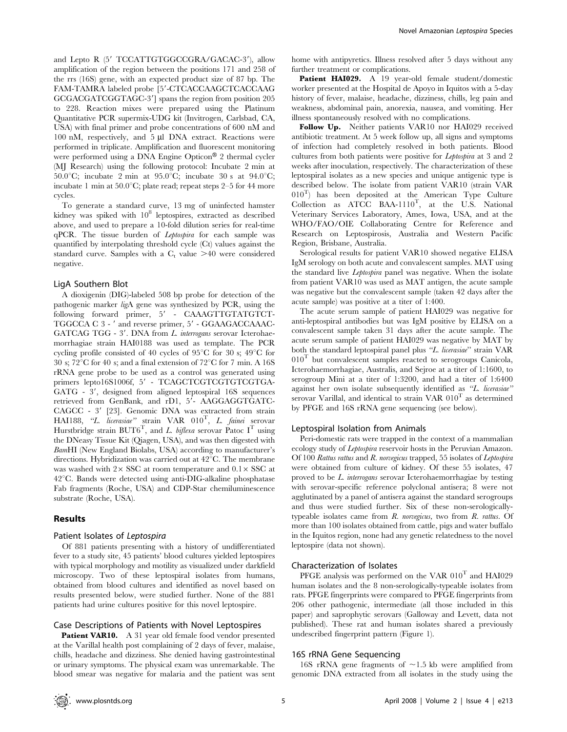and Lepto R (5′ TCCATTGTGGCCGRA/GACAC-3′), allow amplification of the region between the positions 171 and 258 of the rrs (16S) gene, with an expected product size of 87 bp. The FAM-TAMRA labeled probe [5′-CTCACCAAGCTCACCAAG GCGACGATCGGTAGC-3′] spans the region from position 205 to 228. Reaction mixes were prepared using the Platinum Quantitative PCR supermix-UDG kit (Invitrogen, Carlsbad, CA, USA) with final primer and probe concentrations of 600 nM and 100 nM, respectively, and 5 µl DNA extract. Reactions were performed in triplicate. Amplification and fluorescent monitoring were performed using a DNA Engine Opticon® 2 thermal cycler (MJ Research) using the following protocol: Incubate 2 min at 50.0°C; incubate 2 min at 95.0°C; incubate 30 s at 94.0°C; incubate 1 min at 50.0°C; plate read; repeat steps 2–5 for 44 more cycles.

To generate a standard curve, 13 mg of uninfected hamster kidney was spiked with $10^8$ leptospires, extracted as described above, and used to prepare a 10-fold dilution series for real-time qPCR. The tissue burden of *Leptospira* for each sample was quantified by interpolating threshold cycle (Ct) values against the standard curve. Samples with a $C_t$ value >40 were considered negative.

### LigA Southern Blot

A dioxigenin (DIG)-labeled 508 bp probe for detection of the pathogenic marker *lig*A gene was synthesized by PCR, using the following forward primer, 5′ - CAAAGTTGTATGTCT-TGGCCA C 3 - ′ and reverse primer, 5′ - GGAAGACCAAAC-GATCAG TGG - 3′. DNA from *L. interrogans* serovar Icterohaemorrhagiae strain HAI0188 was used as template. The PCR cycling profile consisted of 40 cycles of 95°C for 30 s; 49°C for 30 s; 72°C for 40 s; and a final extension of 72°C for 7 min. A 16S rRNA gene probe to be used as a control was generated using primers lepto16S1006f, 5′ - TCAGCTCGTCGTGTCGTGA-GATG - 3′, designed from aligned leptospiral 16S sequences retrieved from GenBank, and rD1, 5′- AAGGAGGTGATC-CAGCC - 3′ [23]. Genomic DNA was extracted from strain HAI188, "*L. licerasiae*" strain VAR $010^T$, *L. fainei* serovar Hurstbridge strain $BUT6^T$, and *L. biflexa* serovar Patoc $I^T$ using the DNeasy Tissue Kit (Qiagen, USA), and was then digested with *Bam*HI (New England Biolabs, USA) according to manufacturer's directions. Hybridization was carried out at 42°C. The membrane was washed with 2× SSC at room temperature and 0.1× SSC at 42°C. Bands were detected using anti-DIG-alkaline phosphatase Fab fragments (Roche, USA) and CDP-Star chemiluminescence substrate (Roche, USA).

## Results

### Patient Isolates of *Leptospira*

Of 881 patients presenting with a history of undifferentiated fever to a study site, 45 patients' blood cultures yielded leptospires with typical morphology and motility as visualized under darkfield microscopy. Two of these leptospiral isolates from humans, obtained from blood cultures and identified as novel based on results presented below, were studied further. None of the 881 patients had urine cultures positive for this novel leptospire.

### Case Descriptions of Patients with Novel Leptospires

**Patient VAR10.** A 31 year old female food vendor presented at the Varillal health post complaining of 2 days of fever, malaise, chills, headache and dizziness. She denied having gastrointestinal or urinary symptoms. The physical exam was unremarkable. The blood smear was negative for malaria and the patient was sent home with antipyretics. Illness resolved after 5 days without any further treatment or complications.

**Patient HAI029.** A 19 year-old female student/domestic worker presented at the Hospital de Apoyo in Iquitos with a 5-day history of fever, malaise, headache, dizziness, chills, leg pain and weakness, abdominal pain, anorexia, nausea, and vomiting. Her illness spontaneously resolved with no complications.

**Follow Up.** Neither patients VAR10 nor HAI029 received antibiotic treatment. At 5 week follow up, all signs and symptoms of infection had completely resolved in both patients. Blood cultures from both patients were positive for *Leptospira* at 3 and 2 weeks after inoculation, respectively. The characterization of these leptospiral isolates as a new species and unique antigenic type is described below. The isolate from patient VAR10 (strain VAR $010^T$) has been deposited at the American Type Culture Collection as ATCC BAA-$1110^T$, at the U.S. National Veterinary Services Laboratory, Ames, Iowa, USA, and at the WHO/FAO/OIE Collaborating Centre for Reference and Research on Leptospirosis, Australia and Western Pacific Region, Brisbane, Australia.

Serological results for patient VAR10 showed negative ELISA IgM serology on both acute and convalescent samples. MAT using the standard live *Leptospira* panel was negative. When the isolate from patient VAR10 was used as MAT antigen, the acute sample was negative but the convalescent sample (taken 42 days after the acute sample) was positive at a titer of 1:400.

The acute serum sample of patient HAI029 was negative for anti-leptospiral antibodies but was IgM positive by ELISA on a convalescent sample taken 31 days after the acute sample. The acute serum sample of patient HAI029 was negative by MAT by both the standard leptospiral panel plus "*L. licerasiae*" strain VAR $010^T$ but convalescent samples reacted to serogroups Canicola, Icterohaemorrhagiae, Australis, and Sejroe at a titer of 1:1600, to serogroup Mini at a titer of 1:3200, and had a titer of 1:6400 against her own isolate subsequently identified as "*L. licerasiae*" serovar Varillal, and identical to strain VAR $010^T$ as determined by PFGE and 16S rRNA gene sequencing (see below).

### Leptospiral Isolation from Animals

Peri-domestic rats were trapped in the context of a mammalian ecology study of *Leptospira* reservoir hosts in the Peruvian Amazon. Of 100 *Rattus rattus* and *R. norvegicus* trapped, 55 isolates of *Leptospira* were obtained from culture of kidney. Of these 55 isolates, 47 proved to be *L. interrogans* serovar Icterohaemorrhagiae by testing with serovar-specific reference polyclonal antisera; 8 were not agglutinated by a panel of antisera against the standard serogroups and thus were studied further. Six of these non-serologically-typeable isolates came from *R. norvegicus*, two from *R. rattus*. Of more than 100 isolates obtained from cattle, pigs and water buffalo in the Iquitos region, none had any genetic relatedness to the novel leptospire (data not shown).

### Characterization of Isolates

PFGE analysis was performed on the VAR $010^T$ and HAI029 human isolates and the 8 non-serologically-typeable isolates from rats. PFGE fingerprints were compared to PFGE fingerprints from 206 other pathogenic, intermediate (all those included in this paper) and saprophytic serovars (Galloway and Levett, data not published). These rat and human isolates shared a previously undescribed fingerprint pattern (Figure 1).

### 16S rRNA Gene Sequencing

16S rRNA gene fragments of ~1.5 kb were amplified from genomic DNA extracted from all isolates in the study using the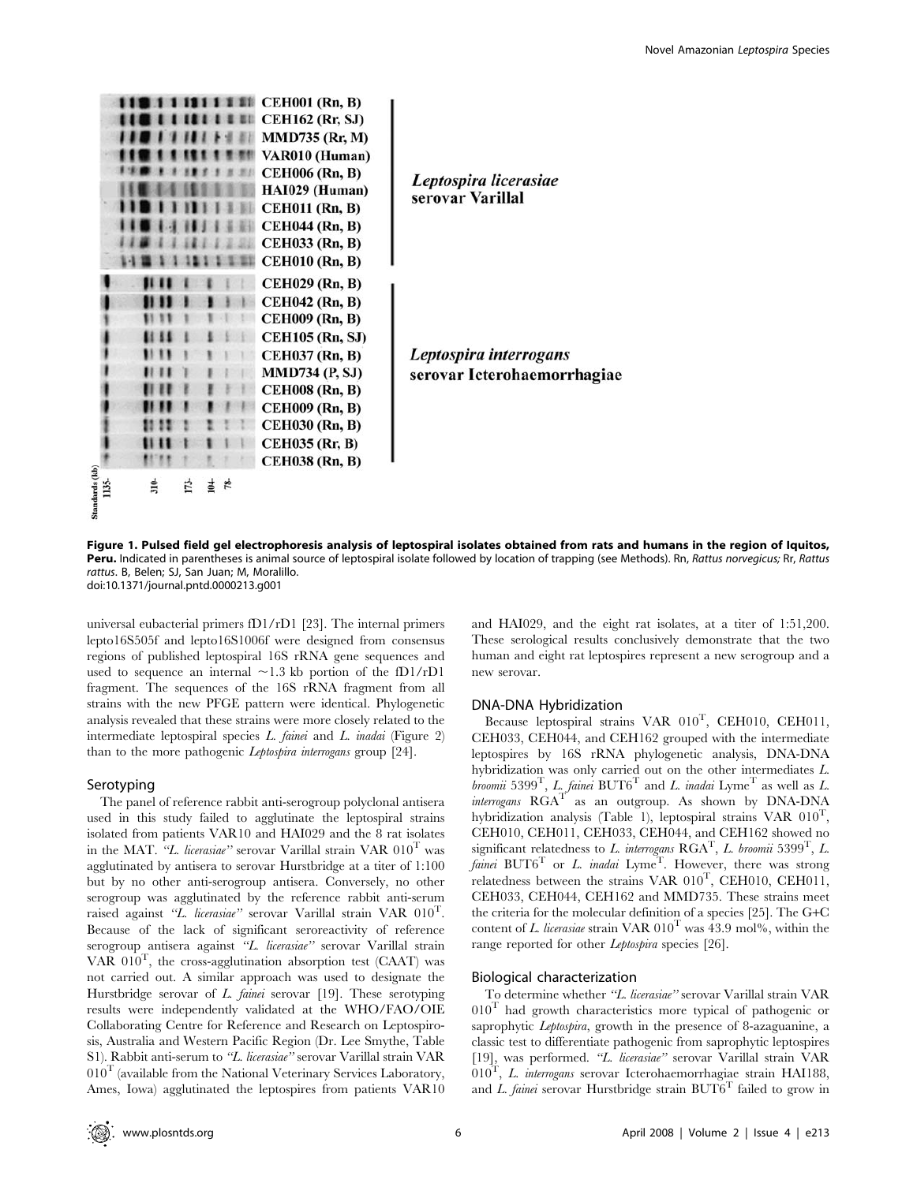**Figure 1. Pulsed field gel electrophoresis analysis of leptospiral isolates obtained from rats and humans in the region of Iquitos, Peru.** Indicated in parentheses is animal source of leptospiral isolate followed by location of trapping (see Methods). Rn, *Rattus norvegicus;* Rr, *Rattus rattus*. B, Belen; SJ, San Juan; M, Moralillo.
doi:10.1371/journal.pntd.0000213.g001

universal eubacterial primers fD1/rD1 [23]. The internal primers lepto16S505f and lepto16S1006f were designed from consensus regions of published leptospiral 16S rRNA gene sequences and used to sequence an internal ~1.3 kb portion of the fD1/rD1 fragment. The sequences of the 16S rRNA fragment from all strains with the new PFGE pattern were identical. Phylogenetic analysis revealed that these strains were more closely related to the intermediate leptospiral species *L. fainei* and *L. inadai* (Figure 2) than to the more pathogenic *Leptospira interrogans* group [24].

## Serotyping

The panel of reference rabbit anti-serogroup polyclonal antisera used in this study failed to agglutinate the leptospiral strains isolated from patients VAR10 and HAI029 and the 8 rat isolates in the MAT. "*L. licerasiae*" serovar Varillal strain VAR 010$^T$ was agglutinated by antisera to serovar Hurstbridge at a titer of 1:100 but by no other anti-serogroup antisera. Conversely, no other serogroup was agglutinated by the reference rabbit anti-serum raised against "*L. licerasiae*" serovar Varillal strain VAR 010$^T$. Because of the lack of significant seroreactivity of reference serogroup antisera against "*L. licerasiae*" serovar Varillal strain VAR 010$^T$, the cross-agglutination absorption test (CAAT) was not carried out. A similar approach was used to designate the Hurstbridge serovar of *L. fainei* serovar [19]. These serotyping results were independently validated at the WHO/FAO/OIE Collaborating Centre for Reference and Research on Leptospirosis, Australia and Western Pacific Region (Dr. Lee Smythe, Table S1). Rabbit anti-serum to "*L. licerasiae*" serovar Varillal strain VAR 010$^T$ (available from the National Veterinary Services Laboratory, Ames, Iowa) agglutinated the leptospires from patients VAR10 and HAI029, and the eight rat isolates, at a titer of 1:51,200. These serological results conclusively demonstrate that the two human and eight rat leptospires represent a new serogroup and a new serovar.

## DNA-DNA Hybridization

Because leptospiral strains VAR 010$^T$, CEH010, CEH011, CEH033, CEH044, and CEH162 grouped with the intermediate leptospires by 16S rRNA phylogenetic analysis, DNA-DNA hybridization was only carried out on the other intermediates *L. broomii* 5399$^T$, *L. fainei* BUT6$^T$ and *L. inadai* Lyme$^T$ as well as *L. interrogans* RGA$^T$ as an outgroup. As shown by DNA-DNA hybridization analysis (Table 1), leptospiral strains VAR 010$^T$, CEH010, CEH011, CEH033, CEH044, and CEH162 showed no significant relatedness to *L. interrogans* RGA$^T$, *L. broomii* 5399$^T$, *L. fainei* BUT6$^T$ or *L. inadai* Lyme$^T$. However, there was strong relatedness between the strains VAR 010$^T$, CEH010, CEH011, CEH033, CEH044, CEH162 and MMD735. These strains meet the criteria for the molecular definition of a species [25]. The G+C content of *L. licerasiae* strain VAR 010$^T$ was 43.9 mol%, within the range reported for other *Leptospira* species [26].

## Biological characterization

To determine whether "*L. licerasiae*" serovar Varillal strain VAR 010$^T$ had growth characteristics more typical of pathogenic or saprophytic *Leptospira*, growth in the presence of 8-azaguanine, a classic test to differentiate pathogenic from saprophytic leptospires [19], was performed. "*L. licerasiae*" serovar Varillal strain VAR 010$^T$, *L. interrogans* serovar Icterohaemorrhagiae strain HAI188, and *L. fainei* serovar Hurstbridge strain BUT6$^T$ failed to grow in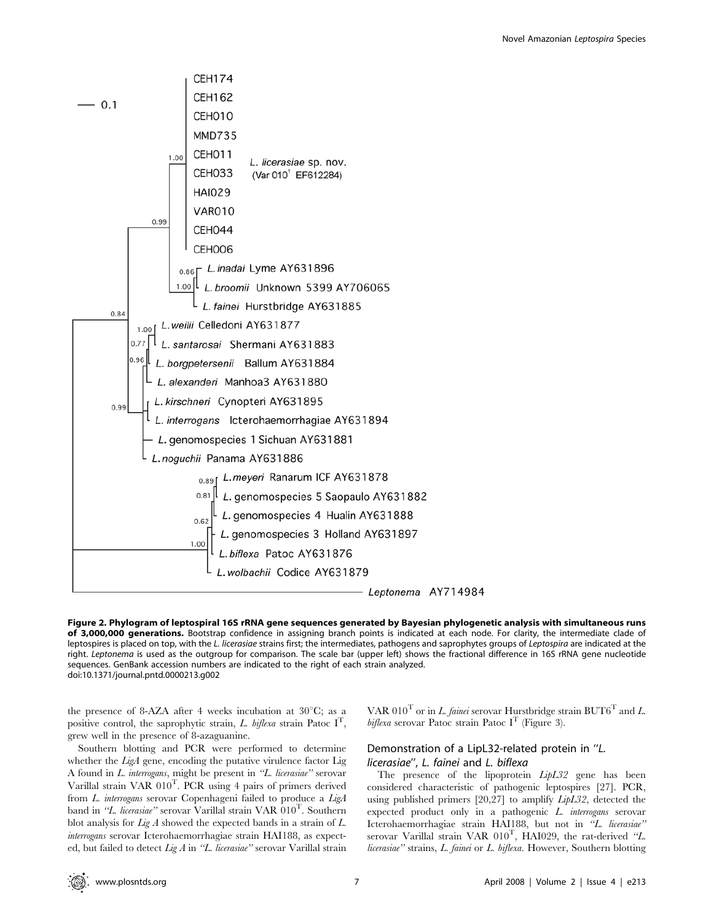**Figure 2. Phylogram of leptospiral 16S rRNA gene sequences generated by Bayesian phylogenetic analysis with simultaneous runs of 3,000,000 generations.** Bootstrap confidence in assigning branch points is indicated at each node. For clarity, the intermediate clade of leptospires is placed on top, with the *L. licerasiae* strains first; the intermediates, pathogens and saprophytes groups of *Leptospira* are indicated at the right. *Leptonema* is used as the outgroup for comparison. The scale bar (upper left) shows the fractional difference in 16S rRNA gene nucleotide sequences. GenBank accession numbers are indicated to the right of each strain analyzed.
doi:10.1371/journal.pntd.0000213.g002

the presence of 8-AZA after 4 weeks incubation at 30°C; as a positive control, the saprophytic strain, *L. biflexa* strain Patoc $I^T$, grew well in the presence of 8-azaguanine.

Southern blotting and PCR were performed to determine whether the *LigA* gene, encoding the putative virulence factor Lig A found in *L. interrogans*, might be present in *"L. licerasiae"* serovar Varillal strain VAR $010^T$. PCR using 4 pairs of primers derived from *L. interrogans* serovar Copenhageni failed to produce a *LigA* band in *"L. licerasiae"* serovar Varillal strain VAR $010^T$. Southern blot analysis for *Lig A* showed the expected bands in a strain of *L. interrogans* serovar Icterohaemorrhagiae strain HAI188, as expected, but failed to detect *Lig A* in *"L. licerasiae"* serovar Varillal strain VAR $010^T$ or in *L. fainei* serovar Hurstbridge strain $BUT6^T$ and *L. biflexa* serovar Patoc strain Patoc $I^T$ (Figure 3).

### Demonstration of a LipL32-related protein in "*L. licerasiae*", *L. fainei* and *L. biflexa*

The presence of the lipoprotein *LipL32* gene has been considered characteristic of pathogenic leptospires [27]. PCR, using published primers [20,27] to amplify *LipL32*, detected the expected product only in a pathogenic *L. interrogans* serovar Icterohaemorrhagiae strain HAI188, but not in *"L. licerasiae"* serovar Varillal strain VAR $010^T$, HAI029, the rat-derived *"L. licerasiae"* strains, *L. fainei* or *L. biflexa*. However, Southern blotting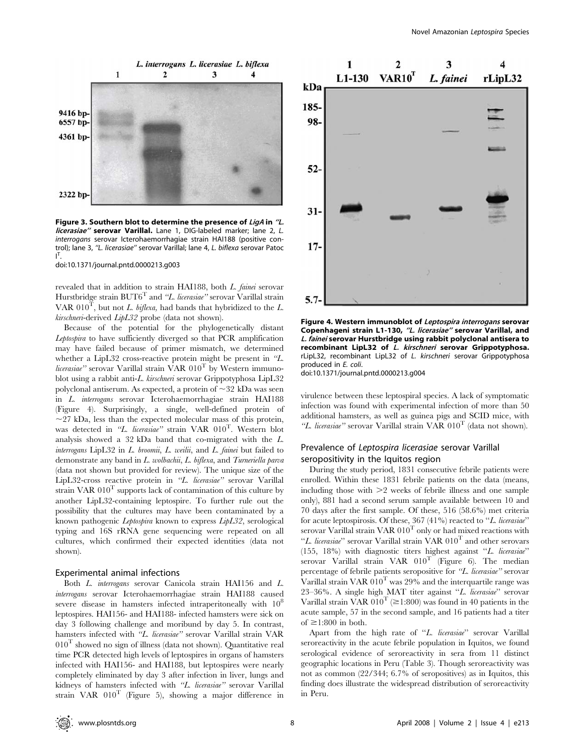**Figure 3. Southern blot to determine the presence of *LigA* in "*L. licerasiae*" serovar Varillal.** Lane 1, DIG-labeled marker; lane 2, *L. interrogans* serovar Icterohaemorrhagiae strain HAI188 (positive control); lane 3, "*L. licerasiae*" serovar Varillal; lane 4, *L. biflexa* serovar Patoc I$^T$.
doi:10.1371/journal.pntd.0000213.g003

revealed that in addition to strain HAI188, both *L. fainei* serovar Hurstbridge strain BUT6$^T$ and "*L. licerasiae*" serovar Varillal strain VAR 010$^T$, but not *L. biflexa*, had bands that hybridized to the *L. kirschneri*-derived *LipL32* probe (data not shown).

Because of the potential for the phylogenetically distant *Leptospira* to have sufficiently diverged so that PCR amplification may have failed because of primer mismatch, we determined whether a LipL32 cross-reactive protein might be present in "*L. licerasiae*" serovar Varillal strain VAR 010$^T$ by Western immunoblot using a rabbit anti-*L. kirschneri* serovar Grippotyphosa LipL32 polyclonal antiserum. As expected, a protein of ~32 kDa was seen in *L. interrogans* serovar Icterohaemorrhagiae strain HAI188 (Figure 4). Surprisingly, a single, well-defined protein of ~27 kDa, less than the expected molecular mass of this protein, was detected in "*L. licerasiae*" strain VAR 010$^T$. Western blot analysis showed a 32 kDa band that co-migrated with the *L. interrogans* LipL32 in *L. broomii*, *L. weilii*, and *L. fainei* but failed to demonstrate any band in *L. wolbachii*, *L. biflexa*, and *Turneriella parva* (data not shown but provided for review). The unique size of the LipL32-cross reactive protein in "*L. licerasiae*" serovar Varillal strain VAR 010$^T$ supports lack of contamination of this culture by another LipL32-containing leptospire. To further rule out the possibility that the cultures may have been contaminated by a known pathogenic *Leptospira* known to express *LipL32*, serological typing and 16S rRNA gene sequencing were repeated on all cultures, which confirmed their expected identities (data not shown).

### Experimental animal infections

Both *L. interrogans* serovar Canicola strain HAI156 and *L. interrogans* serovar Icterohaemorrhagiae strain HAI188 caused severe disease in hamsters infected intraperitoneally with $10^8$ leptospires. HAI156- and HAI188- infected hamsters were sick on day 3 following challenge and moribund by day 5. In contrast, hamsters infected with "*L. licerasiae*" serovar Varillal strain VAR 010$^T$ showed no sign of illness (data not shown). Quantitative real time PCR detected high levels of leptospires in organs of hamsters infected with HAI156- and HAI188, but leptospires were nearly completely eliminated by day 3 after infection in liver, lungs and kidneys of hamsters infected with "*L. licerasiae*" serovar Varillal strain VAR 010$^T$ (Figure 5), showing a major difference in

**Figure 4. Western immunoblot of *Leptospira interrogans* serovar Copenhageni strain L1-130, "*L. licerasiae*" serovar Varillal, and *L. fainei* serovar Hurstbridge using rabbit polyclonal antisera to recombinant LipL32 of *L. kirschneri* serovar Grippotyphosa.** rLipL32, recombinant LipL32 of *L. kirschneri* serovar Grippotyphosa produced in *E. coli*.
doi:10.1371/journal.pntd.0000213.g004

virulence between these leptospiral species. A lack of symptomatic infection was found with experimental infection of more than 50 additional hamsters, as well as guinea pigs and SCID mice, with "*L. licerasiae*" serovar Varillal strain VAR 010$^T$ (data not shown).

### Prevalence of *Leptospira licerasiae* serovar Varillal seropositivity in the Iquitos region

During the study period, 1831 consecutive febrile patients were enrolled. Within these 1831 febrile patients on the data (means, including those with >2 weeks of febrile illness and one sample only), 881 had a second serum sample available between 10 and 70 days after the first sample. Of these, 516 (58.6%) met criteria for acute leptospirosis. Of these, 367 (41%) reacted to "*L. licerasiae*" serovar Varillal strain VAR 010$^T$ only or had mixed reactions with "*L. licerasiae*" serovar Varillal strain VAR 010$^T$ and other serovars (155, 18%) with diagnostic titers highest against "*L. licerasiae*" serovar Varillal strain VAR 010$^T$ (Figure 6). The median percentage of febrile patients seropositive for "*L. licerasiae*" serovar Varillal strain VAR 010$^T$ was 29% and the interquartile range was 23–36%. A single high MAT titer against "*L. licerasiae*" serovar Varillal strain VAR 010$^T$ (≥1:800) was found in 40 patients in the acute sample, 57 in the second sample, and 16 patients had a titer of ≥1:800 in both.

Apart from the high rate of "*L. licerasiae*" serovar Varillal seroreactivity in the acute febrile population in Iquitos, we found serological evidence of seroreactivity in sera from 11 distinct geographic locations in Peru (Table 3). Though seroreactivity was not as common (22/344; 6.7% of seropositives) as in Iquitos, this finding does illustrate the widespread distribution of seroreactivity in Peru.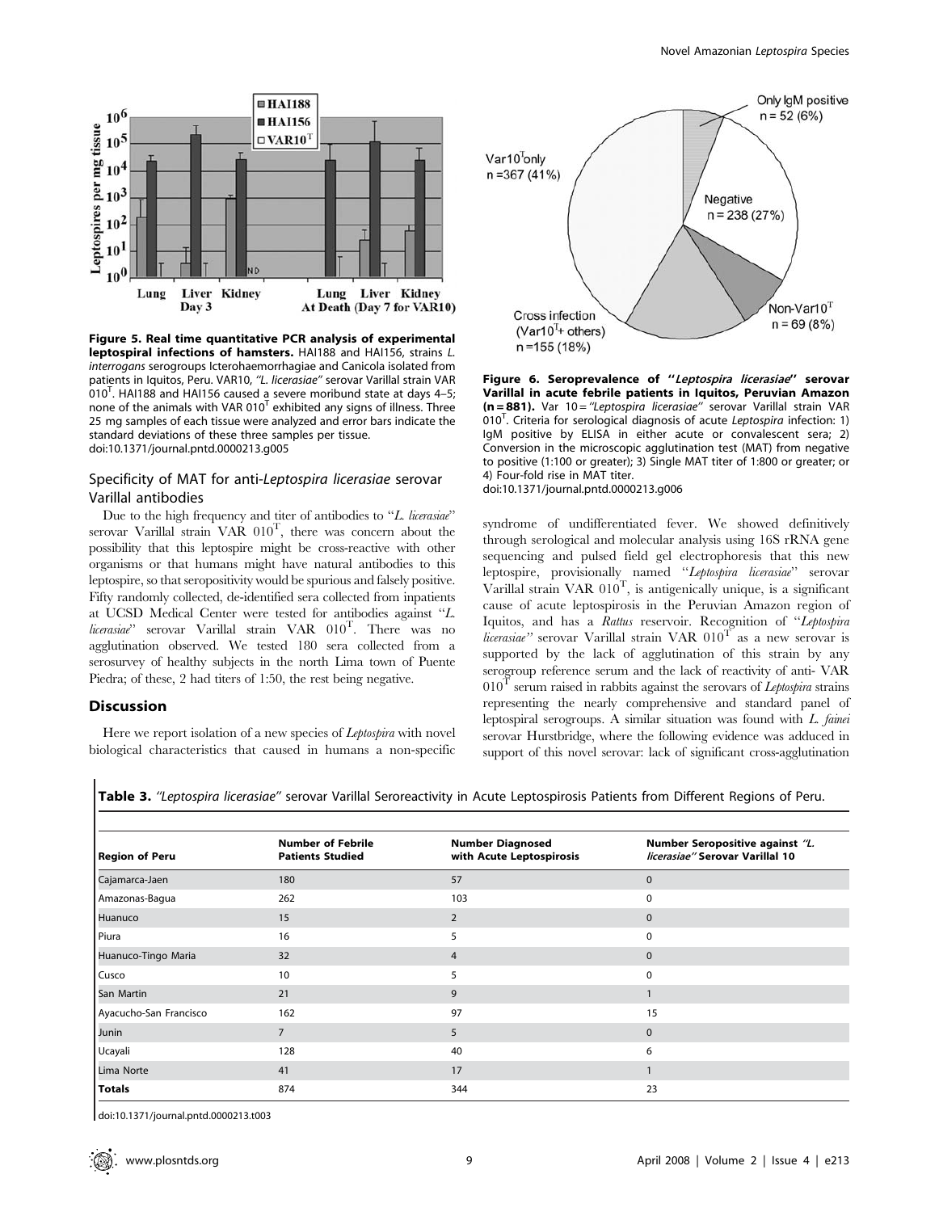**Figure 5. Real time quantitative PCR analysis of experimental leptospiral infections of hamsters.** HAI188 and HAI156, strains *L. interrogans* serogroups Icterohaemorrhagiae and Canicola isolated from patients in Iquitos, Peru. VAR10, *"L. licerasiae"* serovar Varillal strain VAR $010^T$. HAI188 and HAI156 caused a severe moribund state at days 4–5; none of the animals with VAR $010^T$ exhibited any signs of illness. Three 25 mg samples of each tissue were analyzed and error bars indicate the standard deviations of these three samples per tissue.
doi:10.1371/journal.pntd.0000213.g005

**Figure 6. Seroprevalence of "*Leptospira licerasiae*" serovar Varillal in acute febrile patients in Iquitos, Peruvian Amazon (n = 881).** Var 10 = *"Leptospira licerasiae"* serovar Varillal strain VAR $010^T$. Criteria for serological diagnosis of acute *Leptospira* infection: 1) IgM positive by ELISA in either acute or convalescent sera; 2) Conversion in the microscopic agglutination test (MAT) from negative to positive (1:100 or greater); 3) Single MAT titer of 1:800 or greater; or 4) Four-fold rise in MAT titer.
doi:10.1371/journal.pntd.0000213.g006

### Specificity of MAT for anti-*Leptospira licerasiae* serovar Varillal antibodies

Due to the high frequency and titer of antibodies to "*L. licerasiae*" serovar Varillal strain VAR $010^T$, there was concern about the possibility that this leptospire might be cross-reactive with other organisms or that humans might have natural antibodies to this leptospire, so that seropositivity would be spurious and falsely positive. Fifty randomly collected, de-identified sera collected from inpatients at UCSD Medical Center were tested for antibodies against "*L. licerasiae*" serovar Varillal strain VAR $010^T$. There was no agglutination observed. We tested 180 sera collected from a serosurvey of healthy subjects in the north Lima town of Puente Piedra; of these, 2 had titers of 1:50, the rest being negative.

## Discussion

Here we report isolation of a new species of *Leptospira* with novel biological characteristics that caused in humans a non-specific syndrome of undifferentiated fever. We showed definitively through serological and molecular analysis using 16S rRNA gene sequencing and pulsed field gel electrophoresis that this new leptospire, provisionally named "*Leptospira licerasiae*" serovar Varillal strain VAR $010^T$, is antigenically unique, is a significant cause of acute leptospirosis in the Peruvian Amazon region of Iquitos, and has a *Rattus* reservoir. Recognition of "*Leptospira licerasiae*" serovar Varillal strain VAR $010^T$ as a new serovar is supported by the lack of agglutination of this strain by any serogroup reference serum and the lack of reactivity of anti- VAR $010^T$ serum raised in rabbits against the serovars of *Leptospira* strains representing the nearly comprehensive and standard panel of leptospiral serogroups. A similar situation was found with *L. fainei* serovar Hurstbridge, where the following evidence was adduced in support of this novel serovar: lack of significant cross-agglutination

**Table 3.** *"Leptospira licerasiae"* serovar Varillal Seroreactivity in Acute Leptospirosis Patients from Different Regions of Peru.

| Region of Peru | Number of Febrile Patients Studied | Number Diagnosed with Acute Leptospirosis | Number Seropositive against *"L. licerasiae"* Serovar Varillal 10 |
|---|---|---|---|
| Cajamarca-Jaen | 180 | 57 | 0 |
| Amazonas-Bagua | 262 | 103 | 0 |
| Huanuco | 15 | 2 | 0 |
| Piura | 16 | 5 | 0 |
| Huanuco-Tingo Maria | 32 | 4 | 0 |
| Cusco | 10 | 5 | 0 |
| San Martin | 21 | 9 | 1 |
| Ayacucho-San Francisco | 162 | 97 | 15 |
| Junin | 7 | 5 | 0 |
| Ucayali | 128 | 40 | 6 |
| Lima Norte | 41 | 17 | 1 |
| **Totals** | 874 | 344 | 23 |

doi:10.1371/journal.pntd.0000213.t003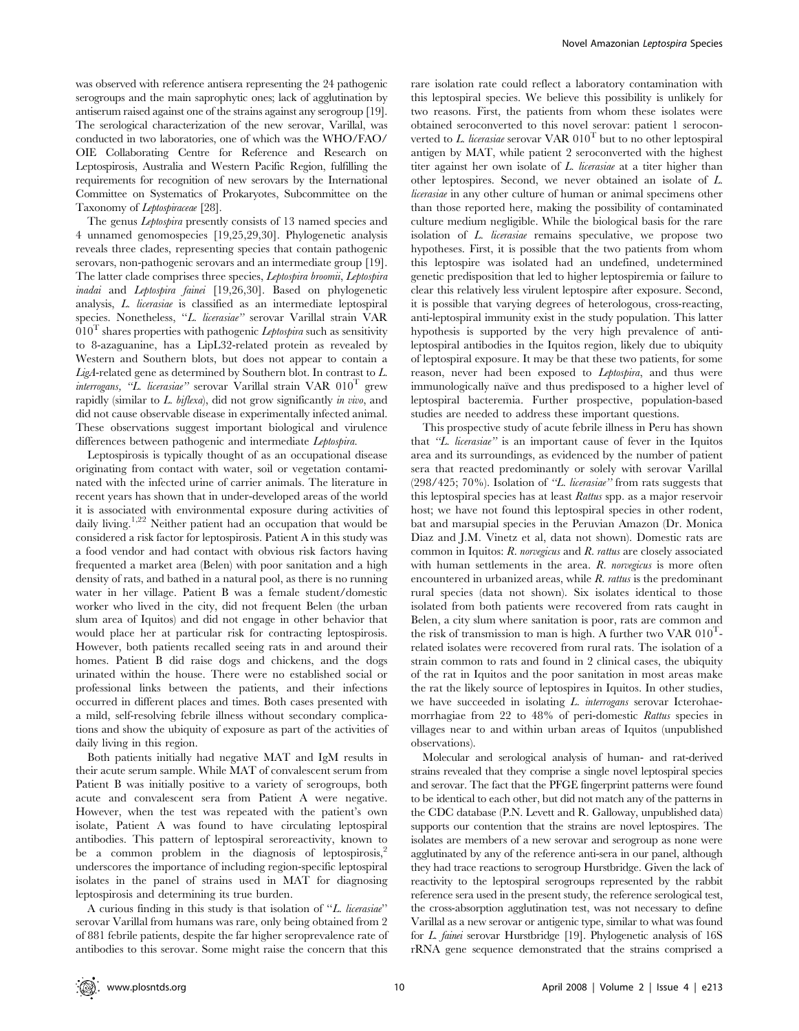was observed with reference antisera representing the 24 pathogenic serogroups and the main saprophytic ones; lack of agglutination by antiserum raised against one of the strains against any serogroup [19]. The serological characterization of the new serovar, Varillal, was conducted in two laboratories, one of which was the WHO/FAO/OIE Collaborating Centre for Reference and Research on Leptospirosis, Australia and Western Pacific Region, fulfilling the requirements for recognition of new serovars by the International Committee on Systematics of Prokaryotes, Subcommittee on the Taxonomy of *Leptospiraceae* [28].

The genus *Leptospira* presently consists of 13 named species and 4 unnamed genomospecies [19,25,29,30]. Phylogenetic analysis reveals three clades, representing species that contain pathogenic serovars, non-pathogenic serovars and an intermediate group [19]. The latter clade comprises three species, *Leptospira broomii*, *Leptospira inadai* and *Leptospira fainei* [19,26,30]. Based on phylogenetic analysis, *L. licerasiae* is classified as an intermediate leptospiral species. Nonetheless, "*L. licerasiae*" serovar Varillal strain VAR $010^{T}$ shares properties with pathogenic *Leptospira* such as sensitivity to 8-azaguanine, has a LipL32-related protein as revealed by Western and Southern blots, but does not appear to contain a *LigA*-related gene as determined by Southern blot. In contrast to *L. interrogans*, "*L. licerasiae*" serovar Varillal strain VAR $010^{T}$ grew rapidly (similar to *L. biflexa*), did not grow significantly *in vivo*, and did not cause observable disease in experimentally infected animal. These observations suggest important biological and virulence differences between pathogenic and intermediate *Leptospira*.

Leptospirosis is typically thought of as an occupational disease originating from contact with water, soil or vegetation contaminated with the infected urine of carrier animals. The literature in recent years has shown that in under-developed areas of the world it is associated with environmental exposure during activities of daily living.[1,22] Neither patient had an occupation that would be considered a risk factor for leptospirosis. Patient A in this study was a food vendor and had contact with obvious risk factors having frequented a market area (Belen) with poor sanitation and a high density of rats, and bathed in a natural pool, as there is no running water in her village. Patient B was a female student/domestic worker who lived in the city, did not frequent Belen (the urban slum area of Iquitos) and did not engage in other behavior that would place her at particular risk for contracting leptospirosis. However, both patients recalled seeing rats in and around their homes. Patient B did raise dogs and chickens, and the dogs urinated within the house. There were no established social or professional links between the patients, and their infections occurred in different places and times. Both cases presented with a mild, self-resolving febrile illness without secondary complications and show the ubiquity of exposure as part of the activities of daily living in this region.

Both patients initially had negative MAT and IgM results in their acute serum sample. While MAT of convalescent serum from Patient B was initially positive to a variety of serogroups, both acute and convalescent sera from Patient A were negative. However, when the test was repeated with the patient's own isolate, Patient A was found to have circulating leptospiral antibodies. This pattern of leptospiral seroreactivity, known to be a common problem in the diagnosis of leptospirosis,[2] underscores the importance of including region-specific leptospiral isolates in the panel of strains used in MAT for diagnosing leptospirosis and determining its true burden.

A curious finding in this study is that isolation of "*L. licerasiae*" serovar Varillal from humans was rare, only being obtained from 2 of 881 febrile patients, despite the far higher seroprevalence rate of antibodies to this serovar. Some might raise the concern that this rare isolation rate could reflect a laboratory contamination with this leptospiral species. We believe this possibility is unlikely for two reasons. First, the patients from whom these isolates were obtained seroconverted to this novel serovar: patient 1 seroconverted to *L. licerasiae* serovar VAR $010^{T}$ but to no other leptospiral antigen by MAT, while patient 2 seroconverted with the highest titer against her own isolate of *L. licerasiae* at a titer higher than other leptospires. Second, we never obtained an isolate of *L. licerasiae* in any other culture of human or animal specimens other than those reported here, making the possibility of contaminated culture medium negligible. While the biological basis for the rare isolation of *L. licerasiae* remains speculative, we propose two hypotheses. First, it is possible that the two patients from whom this leptospire was isolated had an undefined, undetermined genetic predisposition that led to higher leptospiremia or failure to clear this relatively less virulent leptospire after exposure. Second, it is possible that varying degrees of heterologous, cross-reacting, anti-leptospiral immunity exist in the study population. This latter hypothesis is supported by the very high prevalence of anti-leptospiral antibodies in the Iquitos region, likely due to ubiquity of leptospiral exposure. It may be that these two patients, for some reason, never had been exposed to *Leptospira*, and thus were immunologically naïve and thus predisposed to a higher level of leptospiral bacteremia. Further prospective, population-based studies are needed to address these important questions.

This prospective study of acute febrile illness in Peru has shown that "*L. licerasiae*" is an important cause of fever in the Iquitos area and its surroundings, as evidenced by the number of patient sera that reacted predominantly or solely with serovar Varillal (298/425; 70%). Isolation of "*L. licerasiae*" from rats suggests that this leptospiral species has at least *Rattus* spp. as a major reservoir host; we have not found this leptospiral species in other rodent, bat and marsupial species in the Peruvian Amazon (Dr. Monica Diaz and J.M. Vinetz et al, data not shown). Domestic rats are common in Iquitos: *R. norvegicus* and *R. rattus* are closely associated with human settlements in the area. *R. norvegicus* is more often encountered in urbanized areas, while *R. rattus* is the predominant rural species (data not shown). Six isolates identical to those isolated from both patients were recovered from rats caught in Belen, a city slum where sanitation is poor, rats are common and the risk of transmission to man is high. A further two VAR $010^{T}$-related isolates were recovered from rural rats. The isolation of a strain common to rats and found in 2 clinical cases, the ubiquity of the rat in Iquitos and the poor sanitation in most areas make the rat the likely source of leptospires in Iquitos. In other studies, we have succeeded in isolating *L. interrogans* serovar Icterohaemorrhagiae from 22 to 48% of peri-domestic *Rattus* species in villages near to and within urban areas of Iquitos (unpublished observations).

Molecular and serological analysis of human- and rat-derived strains revealed that they comprise a single novel leptospiral species and serovar. The fact that the PFGE fingerprint patterns were found to be identical to each other, but did not match any of the patterns in the CDC database (P.N. Levett and R. Galloway, unpublished data) supports our contention that the strains are novel leptospires. The isolates are members of a new serovar and serogroup as none were agglutinated by any of the reference anti-sera in our panel, although they had trace reactions to serogroup Hurstbridge. Given the lack of reactivity to the leptospiral serogroups represented by the rabbit reference sera used in the present study, the reference serological test, the cross-absorption agglutination test, was not necessary to define Varillal as a new serovar or antigenic type, similar to what was found for *L. fainei* serovar Hurstbridge [19]. Phylogenetic analysis of 16S rRNA gene sequence demonstrated that the strains comprised a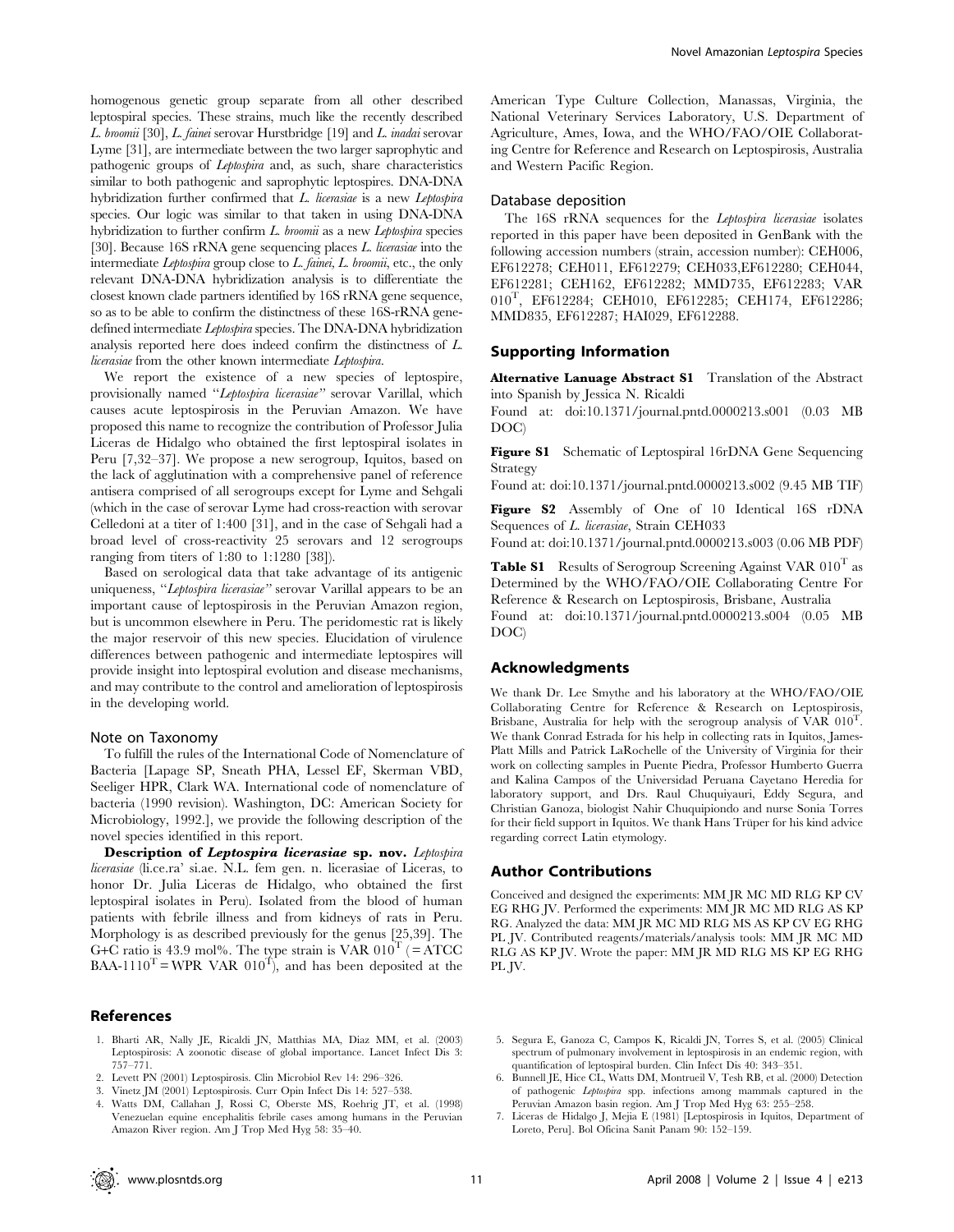homogenous genetic group separate from all other described leptospiral species. These strains, much like the recently described *L. broomii* [30], *L. fainei* serovar Hurstbridge [19] and *L. inadai* serovar Lyme [31], are intermediate between the two larger saprophytic and pathogenic groups of *Leptospira* and, as such, share characteristics similar to both pathogenic and saprophytic leptospires. DNA-DNA hybridization further confirmed that *L. licerasiae* is a new *Leptospira* species. Our logic was similar to that taken in using DNA-DNA hybridization to further confirm *L. broomii* as a new *Leptospira* species [30]. Because 16S rRNA gene sequencing places *L. licerasiae* into the intermediate *Leptospira* group close to *L. fainei*, *L. broomii*, etc., the only relevant DNA-DNA hybridization analysis is to differentiate the closest known clade partners identified by 16S rRNA gene sequence, so as to be able to confirm the distinctness of these 16S-rRNA gene-defined intermediate *Leptospira* species. The DNA-DNA hybridization analysis reported here does indeed confirm the distinctness of *L. licerasiae* from the other known intermediate *Leptospira*.

We report the existence of a new species of leptospire, provisionally named "*Leptospira licerasiae*" serovar Varillal, which causes acute leptospirosis in the Peruvian Amazon. We have proposed this name to recognize the contribution of Professor Julia Liceras de Hidalgo who obtained the first leptospiral isolates in Peru [7,32–37]. We propose a new serogroup, Iquitos, based on the lack of agglutination with a comprehensive panel of reference antisera comprised of all serogroups except for Lyme and Sehgali (which in the case of serovar Lyme had cross-reaction with serovar Celledoni at a titer of 1:400 [31], and in the case of Sehgali had a broad level of cross-reactivity 25 serovars and 12 serogroups ranging from titers of 1:80 to 1:1280 [38]).

Based on serological data that take advantage of its antigenic uniqueness, "*Leptospira licerasiae*" serovar Varillal appears to be an important cause of leptospirosis in the Peruvian Amazon region, but is uncommon elsewhere in Peru. The peridomestic rat is likely the major reservoir of this new species. Elucidation of virulence differences between pathogenic and intermediate leptospires will provide insight into leptospiral evolution and disease mechanisms, and may contribute to the control and amelioration of leptospirosis in the developing world.

### Note on Taxonomy

To fulfill the rules of the International Code of Nomenclature of Bacteria [Lapage SP, Sneath PHA, Lessel EF, Skerman VBD, Seeliger HPR, Clark WA. International code of nomenclature of bacteria (1990 revision). Washington, DC: American Society for Microbiology, 1992.], we provide the following description of the novel species identified in this report.

**Description of *Leptospira licerasiae* sp. nov.** *Leptospira licerasiae* (li.ce.ra' si.ae. N.L. fem gen. n. licerasiae of Liceras, to honor Dr. Julia Liceras de Hidalgo, who obtained the first leptospiral isolates in Peru). Isolated from the blood of human patients with febrile illness and from kidneys of rats in Peru. Morphology is as described previously for the genus [25,39]. The G+C ratio is 43.9 mol%. The type strain is VAR $010^T$ (=ATCC BAA-$1110^T$ = WPR VAR $010^T$), and has been deposited at the American Type Culture Collection, Manassas, Virginia, the National Veterinary Services Laboratory, U.S. Department of Agriculture, Ames, Iowa, and the WHO/FAO/OIE Collaborating Centre for Reference and Research on Leptospirosis, Australia and Western Pacific Region.

### Database deposition

The 16S rRNA sequences for the *Leptospira licerasiae* isolates reported in this paper have been deposited in GenBank with the following accession numbers (strain, accession number): CEH006, EF612278; CEH011, EF612279; CEH033,EF612280; CEH044, EF612281; CEH162, EF612282; MMD735, EF612283; VAR $010^T$, EF612284; CEH010, EF612285; CEH174, EF612286; MMD835, EF612287; HAI029, EF612288.

## Supporting Information

**Alternative Lanuage Abstract S1** Translation of the Abstract into Spanish by Jessica N. Ricaldi

Found at: doi:10.1371/journal.pntd.0000213.s001 (0.03 MB DOC)

**Figure S1** Schematic of Leptospiral 16rDNA Gene Sequencing Strategy

Found at: doi:10.1371/journal.pntd.0000213.s002 (9.45 MB TIF)

**Figure S2** Assembly of One of 10 Identical 16S rDNA Sequences of *L. licerasiae*, Strain CEH033

Found at: doi:10.1371/journal.pntd.0000213.s003 (0.06 MB PDF)

**Table S1** Results of Serogroup Screening Against VAR $010^T$ as Determined by the WHO/FAO/OIE Collaborating Centre For Reference & Research on Leptospirosis, Brisbane, Australia

Found at: doi:10.1371/journal.pntd.0000213.s004 (0.05 MB DOC)

## Acknowledgments

We thank Dr. Lee Smythe and his laboratory at the WHO/FAO/OIE Collaborating Centre for Reference & Research on Leptospirosis, Brisbane, Australia for help with the serogroup analysis of VAR $010^T$. We thank Conrad Estrada for his help in collecting rats in Iquitos, James-Platt Mills and Patrick LaRochelle of the University of Virginia for their work on collecting samples in Puente Piedra, Professor Humberto Guerra and Kalina Campos of the Universidad Peruana Cayetano Heredia for laboratory support, and Drs. Raul Chuquiyauri, Eddy Segura, and Christian Ganoza, biologist Nahir Chuquipiondo and nurse Sonia Torres for their field support in Iquitos. We thank Hans Trüper for his kind advice regarding correct Latin etymology.

## Author Contributions

Conceived and designed the experiments: MM JR MC MD RLG KP CV EG RHG JV. Performed the experiments: MM JR MC MD RLG AS KP RG. Analyzed the data: MM JR MC MD RLG MS AS KP CV EG RHG PL JV. Contributed reagents/materials/analysis tools: MM JR MC MD RLG AS KP JV. Wrote the paper: MM JR MD RLG MS KP EG RHG PL JV.

## References

1. Bharti AR, Nally JE, Ricaldi JN, Matthias MA, Diaz MM, et al. (2003) Leptospirosis: A zoonotic disease of global importance. Lancet Infect Dis 3: 757–771.
2. Levett PN (2001) Leptospirosis. Clin Microbiol Rev 14: 296–326.
3. Vinetz JM (2001) Leptospirosis. Curr Opin Infect Dis 14: 527–538.
4. Watts DM, Callahan J, Rossi C, Oberste MS, Roehrig JT, et al. (1998) Venezuelan equine encephalitis febrile cases among humans in the Peruvian Amazon River region. Am J Trop Med Hyg 58: 35–40.
5. Segura E, Ganoza C, Campos K, Ricaldi JN, Torres S, et al. (2005) Clinical spectrum of pulmonary involvement in leptospirosis in an endemic region, with quantification of leptospiral burden. Clin Infect Dis 40: 343–351.
6. Bunnell JE, Hice CL, Watts DM, Montrueil V, Tesh RB, et al. (2000) Detection of pathogenic *Leptospira* spp. infections among mammals captured in the Peruvian Amazon basin region. Am J Trop Med Hyg 63: 255–258.
7. Liceras de Hidalgo J, Mejia E (1981) [Leptospirosis in Iquitos, Department of Loreto, Peru]. Bol Oficina Sanit Panam 90: 152–159.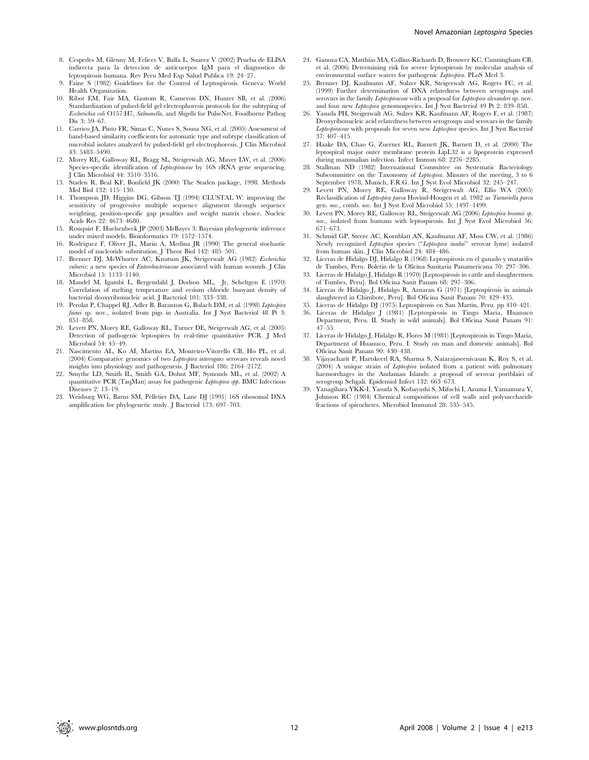8. Cespedes M, Glenny M, Felices V, Balfa L, Suarez V (2002) Prueba de ELISA indirecta para la deteccion de anticuerpos IgM para el diagnostico de leptospirosis humana. Rev Peru Med Exp Salud Publica 19: 24–27.
9. Faine S (1982) Guidelines for the Control of Leptospirosis. Geneva: World Health Organization.
10. Ribot EM, Fair MA, Gautom R, Cameron DN, Hunter SB, et al. (2006) Standardization of pulsed-field gel electrophoresis protocols for the subtyping of *Escherichia coli* O157:H7, *Salmonella*, and *Shigella* for PulseNet. Foodborne Pathog Dis 3: 59–67.
11. Carrico JA, Pinto FR, Simas C, Nunes S, Sousa NG, et al. (2005) Assessment of band-based similarity coefficients for automatic type and subtype classification of microbial isolates analyzed by pulsed-field gel electrophoresis. J Clin Microbiol 43: 5483–5490.
12. Morey RE, Galloway RL, Bragg SL, Steigerwalt AG, Mayer LW, et al. (2006) Species-specific identification of *Leptospiraceae* by 16S rRNA gene sequencing. J Clin Microbiol 44: 3510–3516.
13. Staden R, Beal KF, Bonfield JK (2000) The Staden package, 1998. Methods Mol Biol 132: 115–130.
14. Thompson JD, Higgins DG, Gibson TJ (1994) CLUSTAL W: improving the sensitivity of progressive multiple sequence alignment through sequence weighting, position-specific gap penalties and weight matrix choice. Nucleic Acids Res 22: 4673–4680.
15. Ronquist F, Huelsenbeck JP (2003) MrBayes 3: Bayesian phylogenetic inference under mixed models. Bioinformatics 19: 1572–1574.
16. Rodriguez F, Oliver JL, Marin A, Medina JR (1990) The general stochastic model of nucleotide substitution. J Theor Biol 142: 485–501.
17. Brenner DJ, McWhorter AC, Knutson JK, Steigerwalt AG (1982) *Escherichia vulneris*: a new species of *Enterobacteriaceae* associated with human wounds. J Clin Microbiol 15: 1133–1140.
18. Mandel M, Igambi L, Bergendahl J, Dodson ML, Jr, Scheltgen E (1970) Correlation of melting temperature and cesium chloride buoyant density of bacterial deoxyribonucleic acid. J Bacteriol 101: 333–338.
19. Perolat P, Chappel RJ, Adler B, Baranton G, Bulach DM, et al. (1998) *Leptospira fainei* sp. nov., isolated from pigs in Australia. Int J Syst Bacteriol 48 Pt 3: 851–858.
20. Levett PN, Morey RE, Galloway RL, Turner DE, Steigerwalt AG, et al. (2005) Detection of pathogenic leptospires by real-time quantitative PCR. J Med Microbiol 54: 45–49.
21. Nascimento AL, Ko AI, Martins EA, Monteiro-Vitorello CB, Ho PL, et al. (2004) Comparative genomics of two *Leptospira interrogans* serovars reveals novel insights into physiology and pathogenesis. J Bacteriol 186: 2164–2172.
22. Smythe LD, Smith IL, Smith GA, Dohnt MF, Symonds ML, et al. (2002) A quantitative PCR (TaqMan) assay for pathogenic *Leptospira spp*. BMC Infectious Diseases 2: 13–19.
23. Weisburg WG, Barns SM, Pelletier DA, Lane DJ (1991) 16S ribosomal DNA amplification for phylogenetic study. J Bacteriol 173: 697–703.
24. Ganoza CA, Matthias MA, Collins-Richards D, Brouwer KC, Cunningham CB, et al. (2006) Determining risk for severe leptospirosis by molecular analysis of environmental surface waters for pathogenic *Leptospira*. PLoS Med 3.
25. Brenner DJ, Kaufmann AF, Sulzer KR, Steigerwalt AG, Rogers FC, et al. (1999) Further determination of DNA relatedness between serogroups and serovars in the family *Leptospiraceae* with a proposal for *Leptospira alexanderi* sp. nov. and four new *Leptospira* genomospecies. Int J Syst Bacteriol 49 Pt 2: 839–858.
26. Yasuda PH, Steigerwalt AG, Sulzer KR, Kaufmann AF, Rogers F, et al. (1987) Deoxyribonucleic acid relatedness between serogroups and serovars in the family *Leptospiraceae* with proposals for seven new *Leptospira* species. Int J Syst Bacteriol 37: 407–415.
27. Haake DA, Chao G, Zuerner RL, Barnett JK, Barnett D, et al. (2000) The leptospiral major outer membrane protein LipL32 is a lipoprotein expressed during mammalian infection. Infect Immun 68: 2276–2285.
28. Stallman ND (1982) International Committee on Systematic Bacteriology Subcommittee on the Taxonomy of *Leptospira*. Minutes of the meeting, 3 to 6 September 1978, Munich, F.R.G. Int J Syst Evol Microbiol 32: 245–247.
29. Levett PN, Morey RE, Galloway R, Steigerwalt AG, Ellis WA (2005) Reclassification of *Leptospira parva* Hovind-Hougen et al. 1982 as *Turneriella parva* gen. *nov.*, comb. *nov.* Int J Syst Evol Microbiol 55: 1497–1499.
30. Levett PN, Morey RE, Galloway RL, Steigerwalt AG (2006) *Leptospira broomii sp. nov.*, isolated from humans with leptospirosis. Int J Syst Evol Microbiol 56: 671–673.
31. Schmid GP, Steere AC, Kornblatt AN, Kaufmann AF, Moss CW, et al. (1986) Newly recognized *Leptospira* species ("*Leptospira inadai*" serovar lyme) isolated from human skin. J Clin Microbiol 24: 484–486.
32. Liceras de Hidalgo DJ, Hidalgo R (1968) Leptospirosis en el ganado y matarifes de Tumbes, Peru. Boletin de la Oficina Sanitaria Panamericana 70: 297–306.
33. Liceras de Hidalgo J, Hidalgo R (1970) [Leptospirosis in cattle and slaughtermen of Tumbes, Peru]. Bol Oficina Sanit Panam 68: 297–306.
34. Liceras de Hidalgo J, Hidalgo R, Aznaran G (1971) [Leptospirosis in animals slaughtered in Chimbote, Peru]. Bol Oficina Sanit Panam 70: 429–435.
35. Liceras de Hidalgo DJ (1975) Leptospirosis en San Martin, Peru. pp 410–421.
36. Liceras de Hidalgo J (1981) [Leptospirosis in Tingo Maria, Huanuco Department, Peru. II. Study in wild animals]. Bol Oficina Sanit Panam 91: 47–55.
37. Liceras de Hidalgo J, Hidalgo R, Flores M (1981) [Leptospirosis in Tingo Maria, Department of Huanuco, Peru. I. Study on man and domestic animals]. Bol Oficina Sanit Panam 90: 430–438.
38. Vijayacharit P, Hartskeerl RA, Sharma S, Natarajaseenivasan K, Roy S, et al. (2004) A unique strain of *Leptospira* isolated from a patient with pulmonary haemorrhages in the Andaman Islands: a proposal of serovar portblairi of serogroup Sehgali. Epidemiol Infect 132: 663–673.
39. Yanagihara YKK-I, Yasuda S, Kobayashi S, Mifuchi I, Azuma I, Yamamura Y, Johnson RC (1984) Chemical compositions of cell walls and polysaccharide fractions of spirochetes. Microbiol Immunol 28: 535–545.